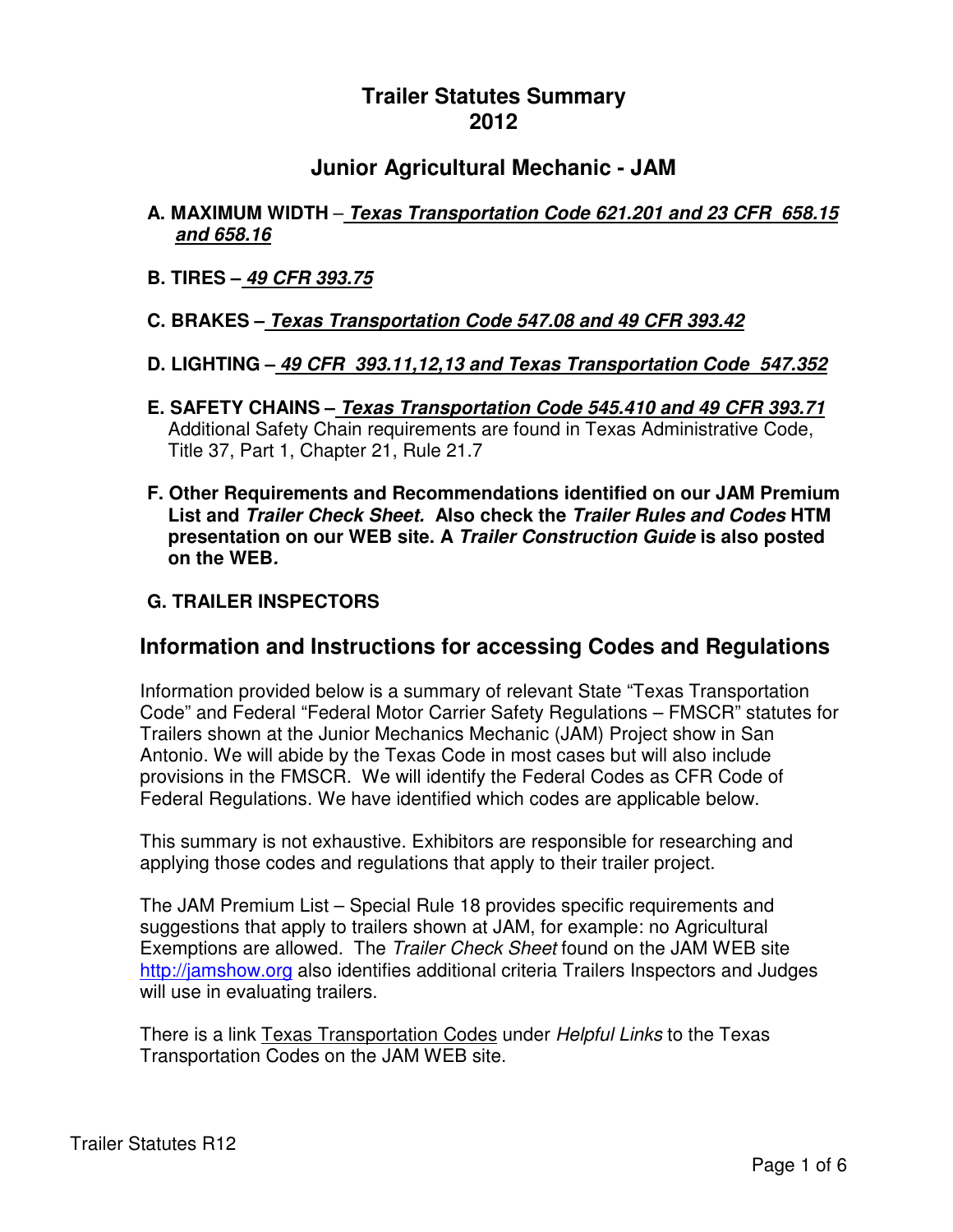# Trailer Statutes Summary
# 2012

## Junior Agricultural Mechanic - JAM

A. **MAXIMUM WIDTH** – ***Texas Transportation Code 621.201 and 23 CFR 658.15 and 658.16***

B. **TIRES –** ***49 CFR 393.75***

C. **BRAKES –** ***Texas Transportation Code 547.08 and 49 CFR 393.42***

D. **LIGHTING –** ***49 CFR 393.11,12,13 and Texas Transportation Code 547.352***

E. **SAFETY CHAINS –** ***Texas Transportation Code 545.410 and 49 CFR 393.71***
   Additional Safety Chain requirements are found in Texas Administrative Code, Title 37, Part 1, Chapter 21, Rule 21.7

F. **Other Requirements and Recommendations identified on our JAM Premium List and *Trailer Check Sheet.* Also check the *Trailer Rules and Codes* HTM presentation on our WEB site. A *Trailer Construction Guide* is also posted on the WEB.**

G. **TRAILER INSPECTORS**

## Information and Instructions for accessing Codes and Regulations

Information provided below is a summary of relevant State "Texas Transportation Code" and Federal "Federal Motor Carrier Safety Regulations – FMSCR" statutes for Trailers shown at the Junior Mechanics Mechanic (JAM) Project show in San Antonio. We will abide by the Texas Code in most cases but will also include provisions in the FMSCR. We will identify the Federal Codes as CFR Code of Federal Regulations. We have identified which codes are applicable below.

This summary is not exhaustive. Exhibitors are responsible for researching and applying those codes and regulations that apply to their trailer project.

The JAM Premium List – Special Rule 18 provides specific requirements and suggestions that apply to trailers shown at JAM, for example: no Agricultural Exemptions are allowed. The *Trailer Check Sheet* found on the JAM WEB site http://jamshow.org also identifies additional criteria Trailers Inspectors and Judges will use in evaluating trailers.

There is a link Texas Transportation Codes under *Helpful Links* to the Texas Transportation Codes on the JAM WEB site.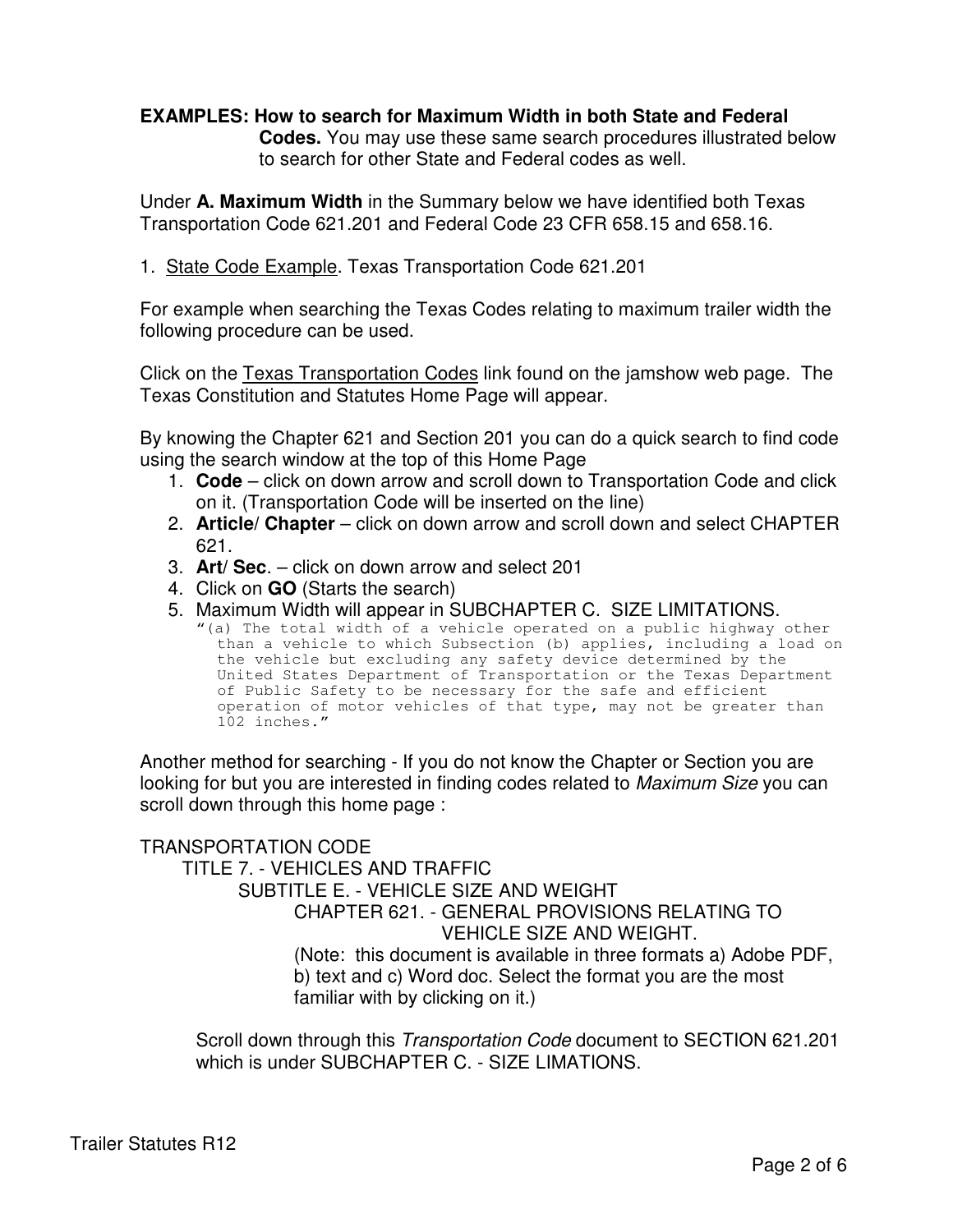**EXAMPLES: How to search for Maximum Width in both State and Federal Codes.** You may use these same search procedures illustrated below to search for other State and Federal codes as well.

Under **A. Maximum Width** in the Summary below we have identified both Texas Transportation Code 621.201 and Federal Code 23 CFR 658.15 and 658.16.

1. State Code Example. Texas Transportation Code 621.201

For example when searching the Texas Codes relating to maximum trailer width the following procedure can be used.

Click on the Texas Transportation Codes link found on the jamshow web page. The Texas Constitution and Statutes Home Page will appear.

By knowing the Chapter 621 and Section 201 you can do a quick search to find code using the search window at the top of this Home Page

1. **Code** – click on down arrow and scroll down to Transportation Code and click on it. (Transportation Code will be inserted on the line)
2. **Article/ Chapter** – click on down arrow and scroll down and select CHAPTER 621.
3. **Art/ Sec**. – click on down arrow and select 201
4. Click on **GO** (Starts the search)
5. Maximum Width will appear in SUBCHAPTER C. SIZE LIMITATIONS.

   ```
   "(a) The total width of a vehicle operated on a public highway other
     than a vehicle to which Subsection (b) applies, including a load on
     the vehicle but excluding any safety device determined by the
     United States Department of Transportation or the Texas Department
     of Public Safety to be necessary for the safe and efficient
     operation of motor vehicles of that type, may not be greater than
     102 inches."
   ```

Another method for searching - If you do not know the Chapter or Section you are looking for but you are interested in finding codes related to *Maximum Size* you can scroll down through this home page :

TRANSPORTATION CODE
- TITLE 7. - VEHICLES AND TRAFFIC
  - SUBTITLE E. - VEHICLE SIZE AND WEIGHT
    - CHAPTER 621. - GENERAL PROVISIONS RELATING TO VEHICLE SIZE AND WEIGHT.

      (Note: this document is available in three formats a) Adobe PDF, b) text and c) Word doc. Select the format you are the most familiar with by clicking on it.)

Scroll down through this *Transportation Code* document to SECTION 621.201 which is under SUBCHAPTER C. - SIZE LIMATIONS.

Trailer Statutes R12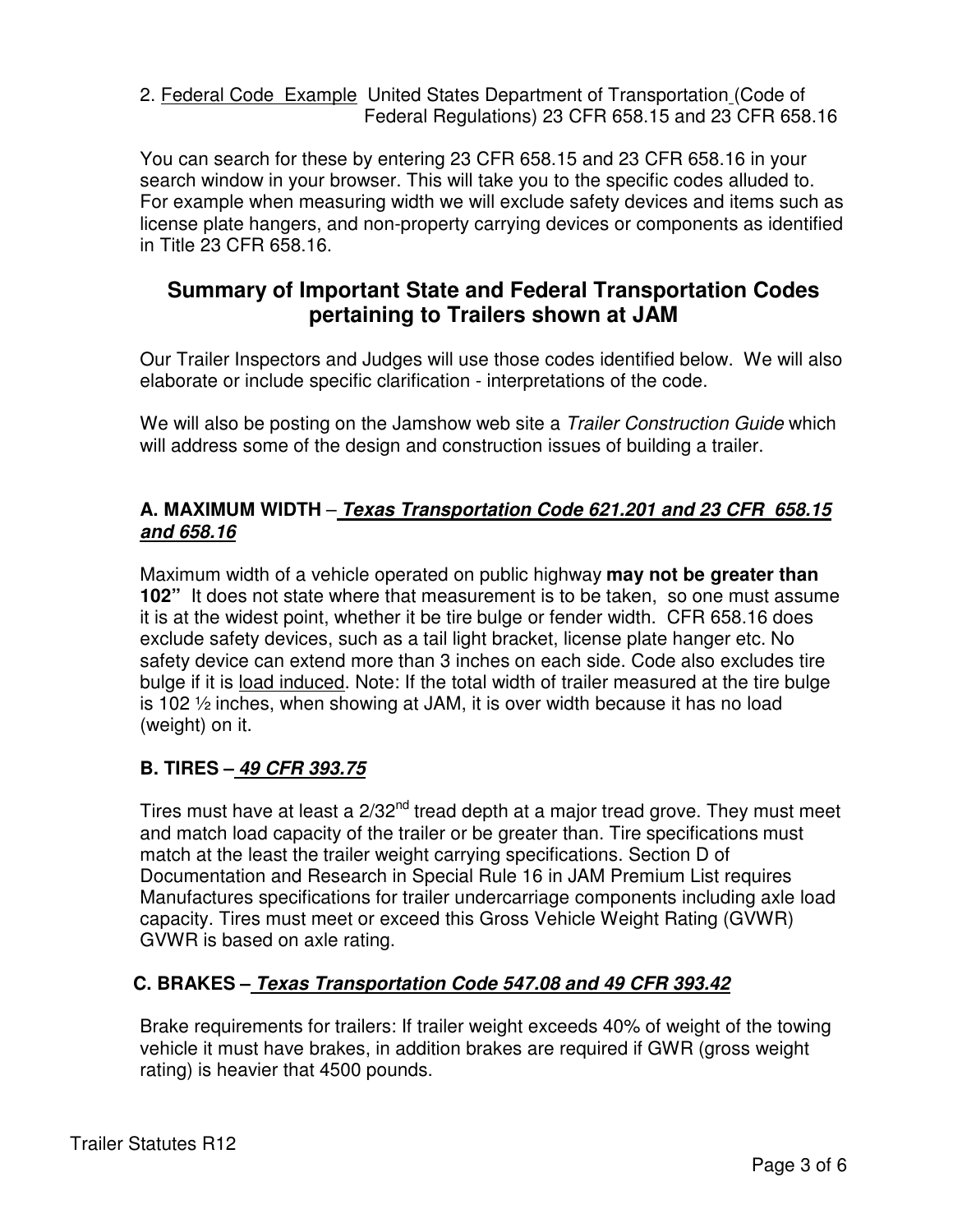2. Federal Code Example United States Department of Transportation (Code of Federal Regulations) 23 CFR 658.15 and 23 CFR 658.16

You can search for these by entering 23 CFR 658.15 and 23 CFR 658.16 in your search window in your browser. This will take you to the specific codes alluded to. For example when measuring width we will exclude safety devices and items such as license plate hangers, and non-property carrying devices or components as identified in Title 23 CFR 658.16.

## Summary of Important State and Federal Transportation Codes pertaining to Trailers shown at JAM

Our Trailer Inspectors and Judges will use those codes identified below. We will also elaborate or include specific clarification - interpretations of the code.

We will also be posting on the Jamshow web site a *Trailer Construction Guide* which will address some of the design and construction issues of building a trailer.

### A. MAXIMUM WIDTH – ***Texas Transportation Code 621.201 and 23 CFR 658.15 and 658.16***

Maximum width of a vehicle operated on public highway **may not be greater than 102"** It does not state where that measurement is to be taken, so one must assume it is at the widest point, whether it be tire bulge or fender width. CFR 658.16 does exclude safety devices, such as a tail light bracket, license plate hanger etc. No safety device can extend more than 3 inches on each side. Code also excludes tire bulge if it is load induced. Note: If the total width of trailer measured at the tire bulge is 102 ½ inches, when showing at JAM, it is over width because it has no load (weight) on it.

### B. TIRES – ***49 CFR 393.75***

Tires must have at least a 2/32nd tread depth at a major tread grove. They must meet and match load capacity of the trailer or be greater than. Tire specifications must match at the least the trailer weight carrying specifications. Section D of Documentation and Research in Special Rule 16 in JAM Premium List requires Manufactures specifications for trailer undercarriage components including axle load capacity. Tires must meet or exceed this Gross Vehicle Weight Rating (GVWR) GVWR is based on axle rating.

### C. BRAKES – ***Texas Transportation Code 547.08 and 49 CFR 393.42***

Brake requirements for trailers: If trailer weight exceeds 40% of weight of the towing vehicle it must have brakes, in addition brakes are required if GWR (gross weight rating) is heavier that 4500 pounds.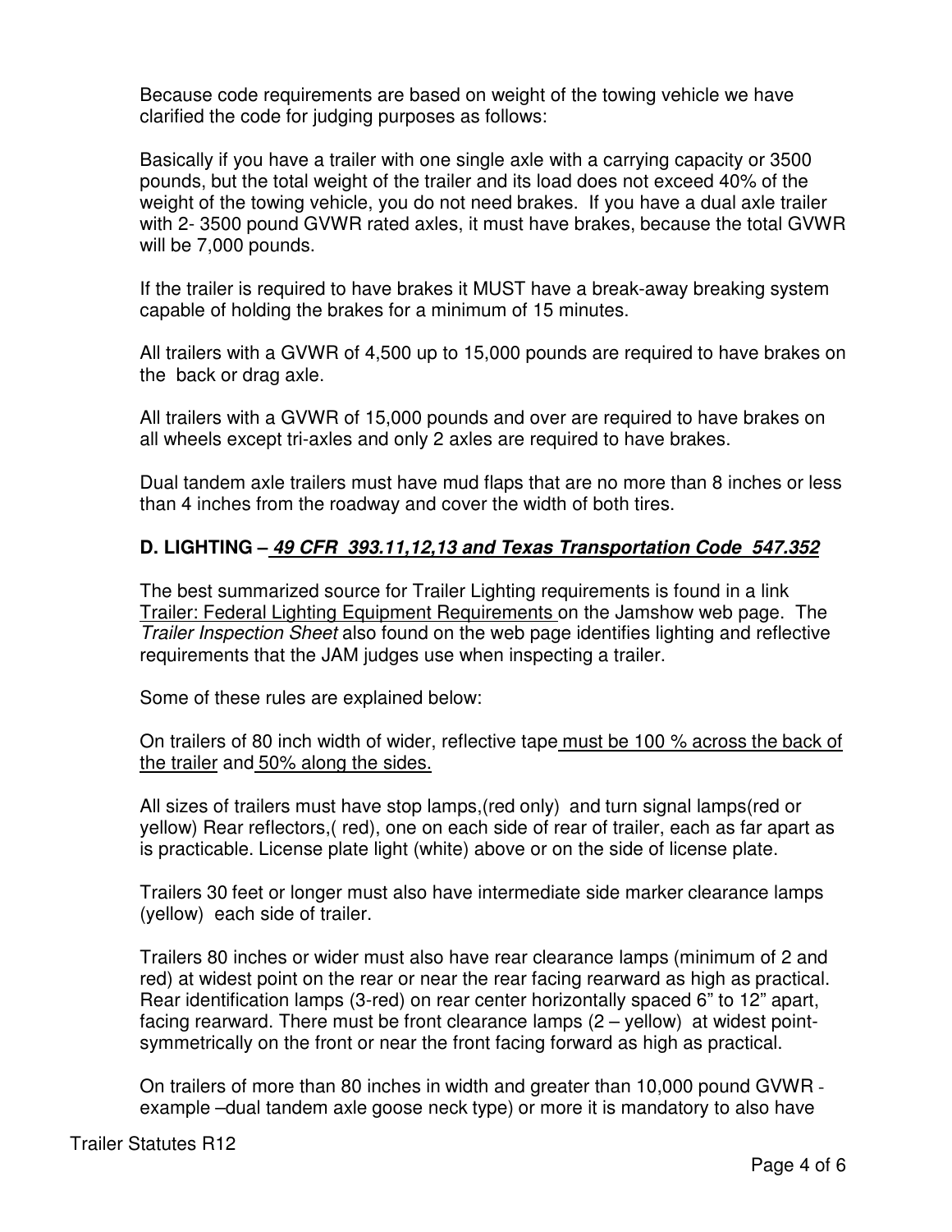Because code requirements are based on weight of the towing vehicle we have clarified the code for judging purposes as follows:

Basically if you have a trailer with one single axle with a carrying capacity or 3500 pounds, but the total weight of the trailer and its load does not exceed 40% of the weight of the towing vehicle, you do not need brakes. If you have a dual axle trailer with 2- 3500 pound GVWR rated axles, it must have brakes, because the total GVWR will be 7,000 pounds.

If the trailer is required to have brakes it MUST have a break-away breaking system capable of holding the brakes for a minimum of 15 minutes.

All trailers with a GVWR of 4,500 up to 15,000 pounds are required to have brakes on the back or drag axle.

All trailers with a GVWR of 15,000 pounds and over are required to have brakes on all wheels except tri-axles and only 2 axles are required to have brakes.

Dual tandem axle trailers must have mud flaps that are no more than 8 inches or less than 4 inches from the roadway and cover the width of both tires.

### D. LIGHTING – *49 CFR 393.11,12,13 and Texas Transportation Code 547.352*

The best summarized source for Trailer Lighting requirements is found in a link Trailer: Federal Lighting Equipment Requirements on the Jamshow web page. The *Trailer Inspection Sheet* also found on the web page identifies lighting and reflective requirements that the JAM judges use when inspecting a trailer.

Some of these rules are explained below:

On trailers of 80 inch width of wider, reflective tape must be 100 % across the back of the trailer and 50% along the sides.

All sizes of trailers must have stop lamps,(red only) and turn signal lamps(red or yellow) Rear reflectors,( red), one on each side of rear of trailer, each as far apart as is practicable. License plate light (white) above or on the side of license plate.

Trailers 30 feet or longer must also have intermediate side marker clearance lamps (yellow) each side of trailer.

Trailers 80 inches or wider must also have rear clearance lamps (minimum of 2 and red) at widest point on the rear or near the rear facing rearward as high as practical. Rear identification lamps (3-red) on rear center horizontally spaced 6" to 12" apart, facing rearward. There must be front clearance lamps (2 – yellow) at widest point- symmetrically on the front or near the front facing forward as high as practical.

On trailers of more than 80 inches in width and greater than 10,000 pound GVWR - example –dual tandem axle goose neck type) or more it is mandatory to also have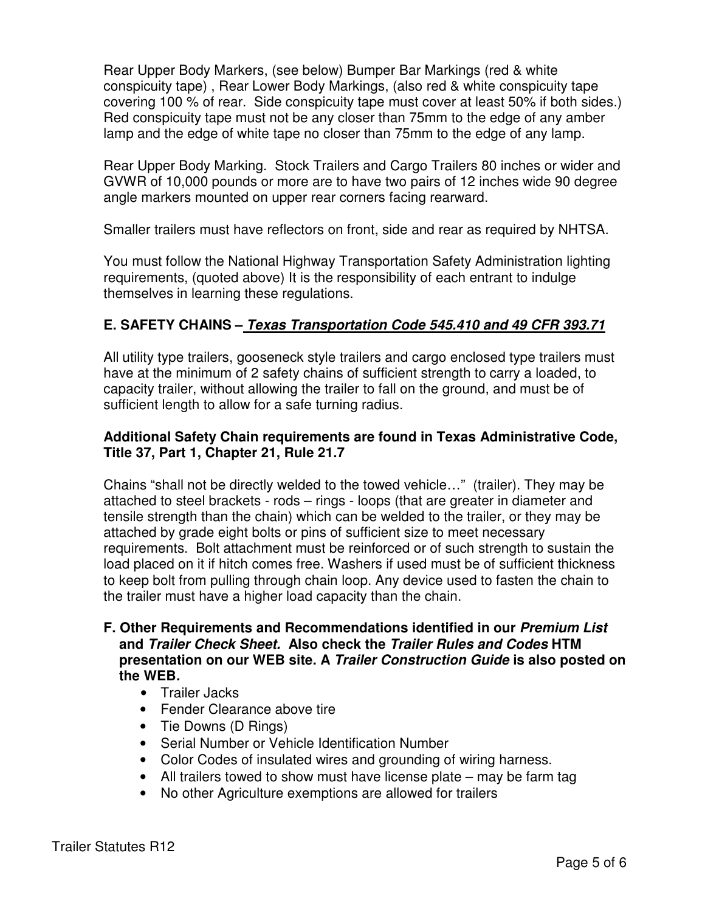Rear Upper Body Markers, (see below) Bumper Bar Markings (red & white conspicuity tape) , Rear Lower Body Markings, (also red & white conspicuity tape covering 100 % of rear. Side conspicuity tape must cover at least 50% if both sides.) Red conspicuity tape must not be any closer than 75mm to the edge of any amber lamp and the edge of white tape no closer than 75mm to the edge of any lamp.

Rear Upper Body Marking. Stock Trailers and Cargo Trailers 80 inches or wider and GVWR of 10,000 pounds or more are to have two pairs of 12 inches wide 90 degree angle markers mounted on upper rear corners facing rearward.

Smaller trailers must have reflectors on front, side and rear as required by NHTSA.

You must follow the National Highway Transportation Safety Administration lighting requirements, (quoted above) It is the responsibility of each entrant to indulge themselves in learning these regulations.

## E. SAFETY CHAINS – ***Texas Transportation Code 545.410 and 49 CFR 393.71***

All utility type trailers, gooseneck style trailers and cargo enclosed type trailers must have at the minimum of 2 safety chains of sufficient strength to carry a loaded, to capacity trailer, without allowing the trailer to fall on the ground, and must be of sufficient length to allow for a safe turning radius.

**Additional Safety Chain requirements are found in Texas Administrative Code, Title 37, Part 1, Chapter 21, Rule 21.7**

Chains "shall not be directly welded to the towed vehicle…" (trailer). They may be attached to steel brackets - rods – rings - loops (that are greater in diameter and tensile strength than the chain) which can be welded to the trailer, or they may be attached by grade eight bolts or pins of sufficient size to meet necessary requirements. Bolt attachment must be reinforced or of such strength to sustain the load placed on it if hitch comes free. Washers if used must be of sufficient thickness to keep bolt from pulling through chain loop. Any device used to fasten the chain to the trailer must have a higher load capacity than the chain.

## F. Other Requirements and Recommendations identified in our *Premium List* and *Trailer Check Sheet.* Also check the *Trailer Rules and Codes* HTM presentation on our WEB site. A *Trailer Construction Guide* is also posted on the WEB.

- Trailer Jacks
- Fender Clearance above tire
- Tie Downs (D Rings)
- Serial Number or Vehicle Identification Number
- Color Codes of insulated wires and grounding of wiring harness.
- All trailers towed to show must have license plate – may be farm tag
- No other Agriculture exemptions are allowed for trailers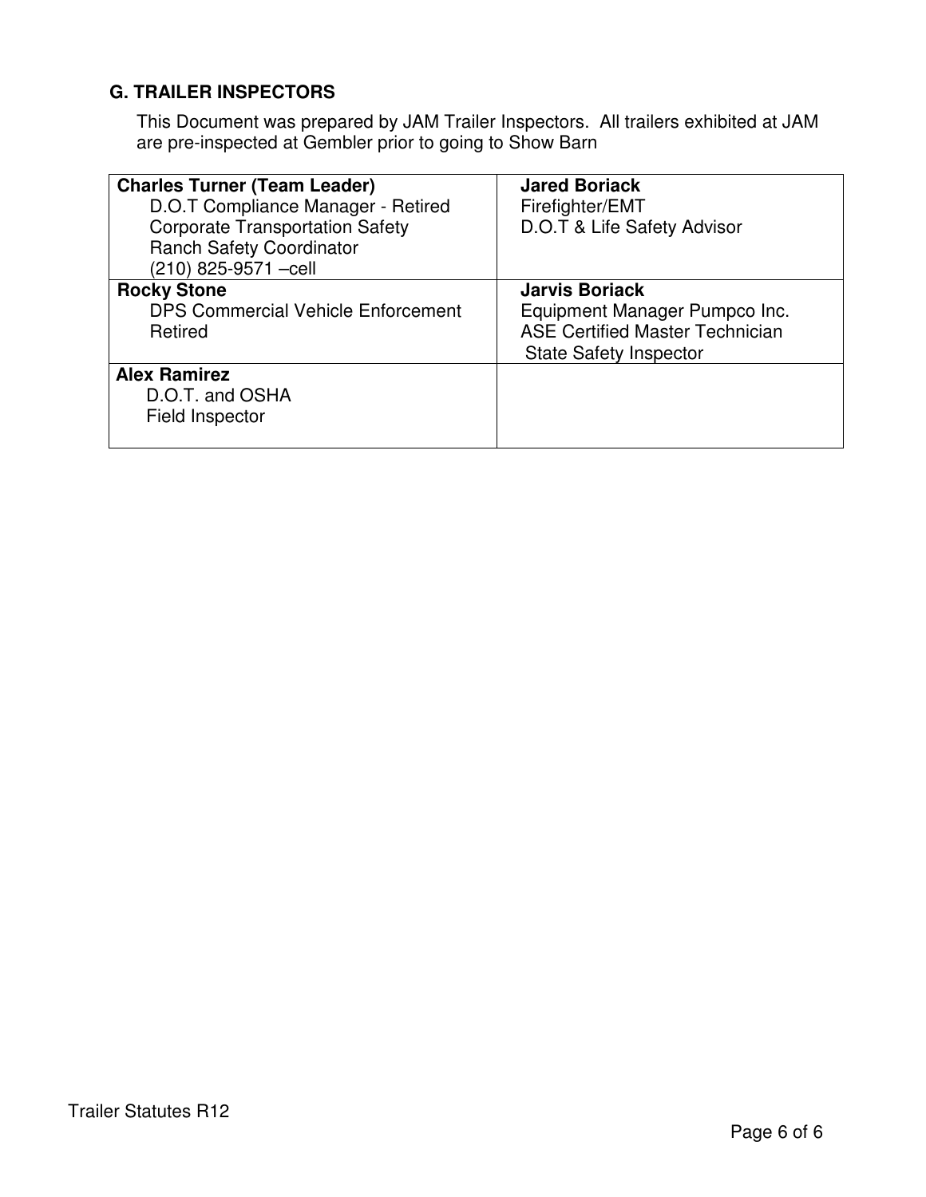### G. TRAILER INSPECTORS

This Document was prepared by JAM Trailer Inspectors. All trailers exhibited at JAM are pre-inspected at Gembler prior to going to Show Barn

| | |
|---|---|
| **Charles Turner (Team Leader)**<br>D.O.T Compliance Manager - Retired<br>Corporate Transportation Safety<br>Ranch Safety Coordinator<br>(210) 825-9571 –cell | **Jared Boriack**<br>Firefighter/EMT<br>D.O.T & Life Safety Advisor |
| **Rocky Stone**<br>DPS Commercial Vehicle Enforcement<br>Retired | **Jarvis Boriack**<br>Equipment Manager Pumpco Inc.<br>ASE Certified Master Technician<br>State Safety Inspector |
| **Alex Ramirez**<br>D.O.T. and OSHA<br>Field Inspector | |

Trailer Statutes R12